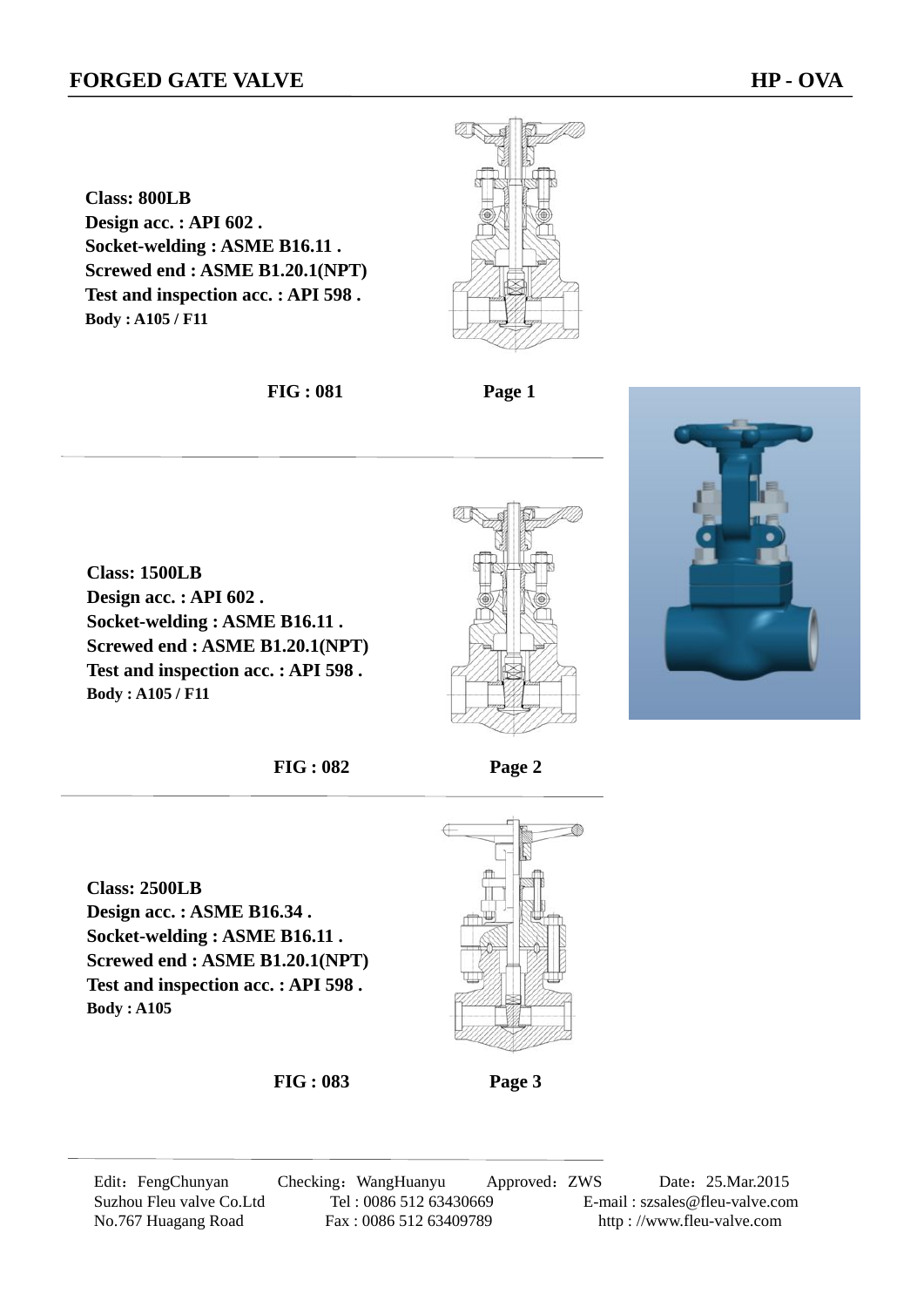# FORGED GATE VALVE

**HP - OVA**

**Class: 800LB**
**Design acc. : API 602 .**
**Socket-welding : ASME B16.11 .**
**Screwed end : ASME B1.20.1(NPT)**
**Test and inspection acc. : API 598 .**
**Body : A105 / F11**

**FIG : 081** **Page 1**

---

**Class: 1500LB**
**Design acc. : API 602 .**
**Socket-welding : ASME B16.11 .**
**Screwed end : ASME B1.20.1(NPT)**
**Test and inspection acc. : API 598 .**
**Body : A105 / F11**

**FIG : 082** **Page 2**

---

**Class: 2500LB**
**Design acc. : ASME B16.34 .**
**Socket-welding : ASME B16.11 .**
**Screwed end : ASME B1.20.1(NPT)**
**Test and inspection acc. : API 598 .**
**Body : A105**

**FIG : 083** **Page 3**

---

Edit：FengChunyan  Checking：WangHuanyu  Approved：ZWS  Date：25.Mar.2015

Suzhou Fleu valve Co.Ltd  Tel : 0086 512 63430669  E-mail : szsales@fleu-valve.com

No.767 Huagang Road  Fax : 0086 512 63409789  http : //www.fleu-valve.com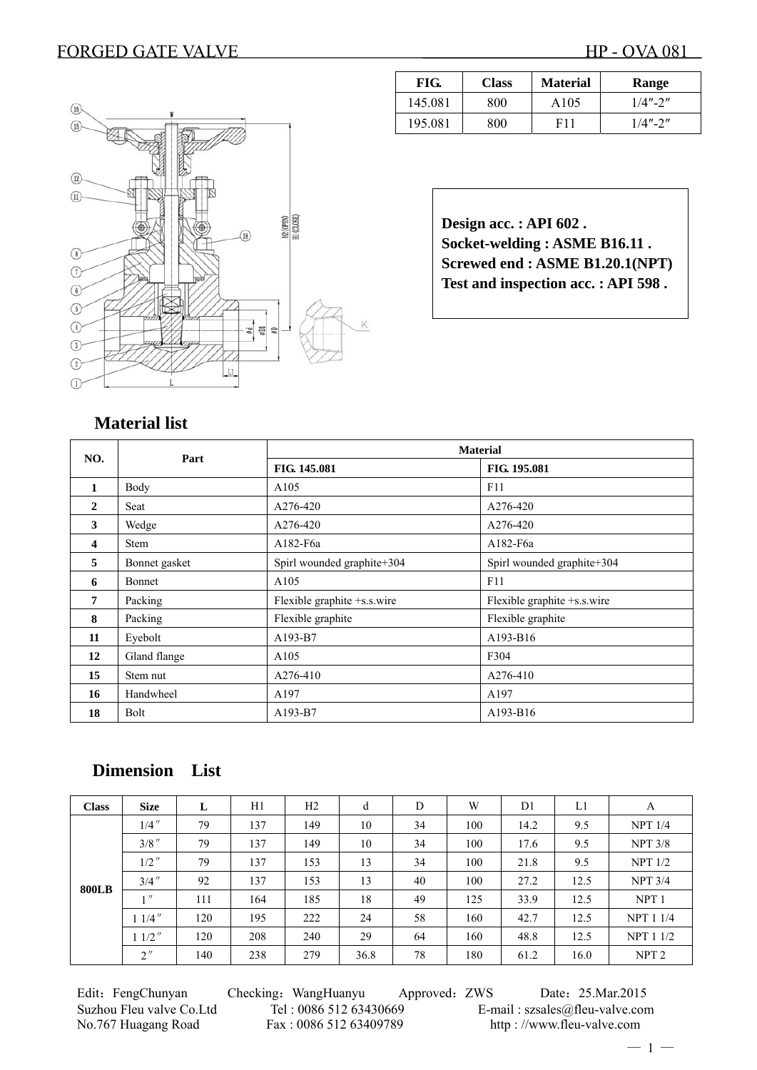# FORGED GATE VALVE HP - OVA 081

| FIG. | Class | Material | Range |
|---|---|---|---|
| 145.081 | 800 | A105 | 1/4″-2″ |
| 195.081 | 800 | F11 | 1/4″-2″ |

**Design acc. : API 602 .**
**Socket-welding : ASME B16.11 .**
**Screwed end : ASME B1.20.1(NPT)**
**Test and inspection acc. : API 598 .**

## Material list

| NO. | Part | Material | |
|---|---|---|---|
| | | FIG. 145.081 | FIG. 195.081 |
| 1 | Body | A105 | F11 |
| 2 | Seat | A276-420 | A276-420 |
| 3 | Wedge | A276-420 | A276-420 |
| 4 | Stem | A182-F6a | A182-F6a |
| 5 | Bonnet gasket | Spirl wounded graphite+304 | Spirl wounded graphite+304 |
| 6 | Bonnet | A105 | F11 |
| 7 | Packing | Flexible graphite +s.s.wire | Flexible graphite +s.s.wire |
| 8 | Packing | Flexible graphite | Flexible graphite |
| 11 | Eyebolt | A193-B7 | A193-B16 |
| 12 | Gland flange | A105 | F304 |
| 15 | Stem nut | A276-410 | A276-410 |
| 16 | Handwheel | A197 | A197 |
| 18 | Bolt | A193-B7 | A193-B16 |

## Dimension List

| Class | Size | L | H1 | H2 | d | D | W | D1 | L1 | A |
|---|---|---|---|---|---|---|---|---|---|---|
| 800LB | 1/4″ | 79 | 137 | 149 | 10 | 34 | 100 | 14.2 | 9.5 | NPT 1/4 |
| | 3/8″ | 79 | 137 | 149 | 10 | 34 | 100 | 17.6 | 9.5 | NPT 3/8 |
| | 1/2″ | 79 | 137 | 153 | 13 | 34 | 100 | 21.8 | 9.5 | NPT 1/2 |
| | 3/4″ | 92 | 137 | 153 | 13 | 40 | 100 | 27.2 | 12.5 | NPT 3/4 |
| | 1″ | 111 | 164 | 185 | 18 | 49 | 125 | 33.9 | 12.5 | NPT 1 |
| | 1 1/4″ | 120 | 195 | 222 | 24 | 58 | 160 | 42.7 | 12.5 | NPT 1 1/4 |
| | 1 1/2″ | 120 | 208 | 240 | 29 | 64 | 160 | 48.8 | 12.5 | NPT 1 1/2 |
| | 2″ | 140 | 238 | 279 | 36.8 | 78 | 180 | 61.2 | 16.0 | NPT 2 |

Edit：FengChunyan Checking：WangHuanyu Approved：ZWS Date：25.Mar.2015
Suzhou Fleu valve Co.Ltd Tel : 0086 512 63430669 E-mail : szsales@fleu-valve.com
No.767 Huagang Road Fax : 0086 512 63409789 http : //www.fleu-valve.com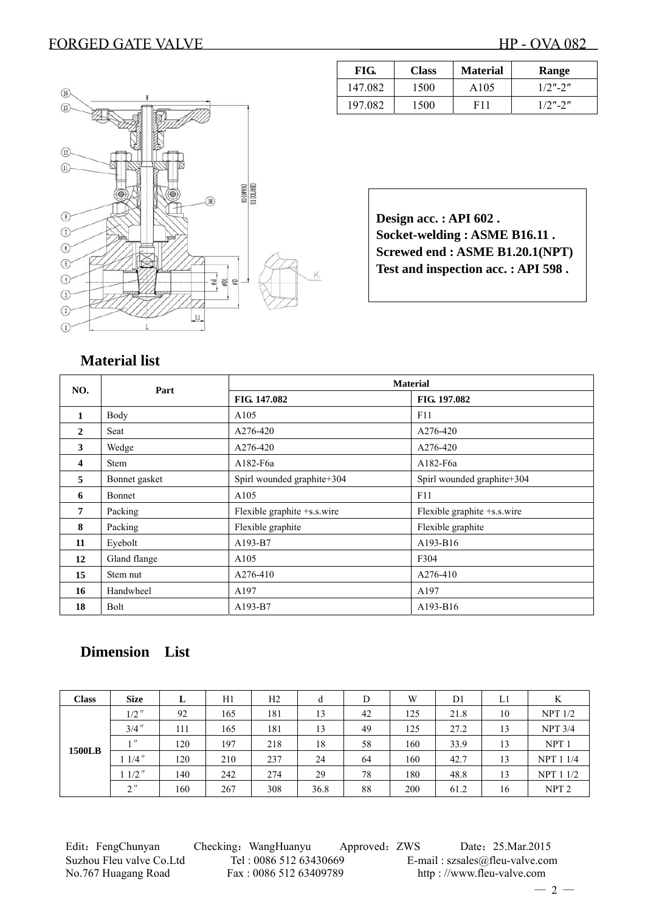# FORGED GATE VALVE

HP - OVA 082

| FIG. | Class | Material | Range |
|---|---|---|---|
| 147.082 | 1500 | A105 | 1/2″-2″ |
| 197.082 | 1500 | F11 | 1/2″-2″ |

**Design acc. : API 602 .**
**Socket-welding : ASME B16.11 .**
**Screwed end : ASME B1.20.1(NPT)**
**Test and inspection acc. : API 598 .**

## Material list

| NO. | Part | Material | |
|---|---|---|---|
| | | FIG. 147.082 | FIG. 197.082 |
| 1 | Body | A105 | F11 |
| 2 | Seat | A276-420 | A276-420 |
| 3 | Wedge | A276-420 | A276-420 |
| 4 | Stem | A182-F6a | A182-F6a |
| 5 | Bonnet gasket | Spirl wounded graphite+304 | Spirl wounded graphite+304 |
| 6 | Bonnet | A105 | F11 |
| 7 | Packing | Flexible graphite +s.s.wire | Flexible graphite +s.s.wire |
| 8 | Packing | Flexible graphite | Flexible graphite |
| 11 | Eyebolt | A193-B7 | A193-B16 |
| 12 | Gland flange | A105 | F304 |
| 15 | Stem nut | A276-410 | A276-410 |
| 16 | Handwheel | A197 | A197 |
| 18 | Bolt | A193-B7 | A193-B16 |

## Dimension List

| Class | Size | L | H1 | H2 | d | D | W | D1 | L1 | K |
|---|---|---|---|---|---|---|---|---|---|---|
| 1500LB | 1/2″ | 92 | 165 | 181 | 13 | 42 | 125 | 21.8 | 10 | NPT 1/2 |
| | 3/4″ | 111 | 165 | 181 | 13 | 49 | 125 | 27.2 | 13 | NPT 3/4 |
| | 1″ | 120 | 197 | 218 | 18 | 58 | 160 | 33.9 | 13 | NPT 1 |
| | 1 1/4″ | 120 | 210 | 237 | 24 | 64 | 160 | 42.7 | 13 | NPT 1 1/4 |
| | 1 1/2″ | 140 | 242 | 274 | 29 | 78 | 180 | 48.8 | 13 | NPT 1 1/2 |
| | 2″ | 160 | 267 | 308 | 36.8 | 88 | 200 | 61.2 | 16 | NPT 2 |

Edit：FengChunyan Checking：WangHuanyu Approved：ZWS Date：25.Mar.2015
Suzhou Fleu valve Co.Ltd Tel : 0086 512 63430669 E-mail : szsales@fleu-valve.com
No.767 Huagang Road Fax : 0086 512 63409789 http : //www.fleu-valve.com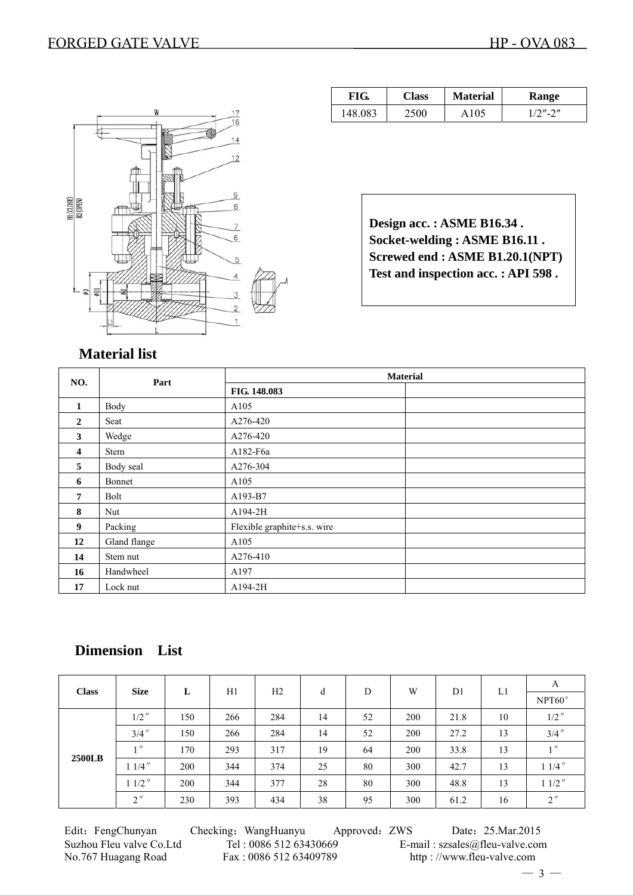| FIG. | Class | Material | Range |
| --- | --- | --- | --- |
| 148.083 | 2500 | A105 | 1/2″-2″ |

**Design acc. : ASME B16.34 .**
**Socket-welding : ASME B16.11 .**
**Screwed end : ASME B1.20.1(NPT)**
**Test and inspection acc. : API 598 .**

## Material list

| NO. | Part | Material | |
| --- | --- | --- | --- |
| | | FIG. 148.083 | |
| 1 | Body | A105 | |
| 2 | Seat | A276-420 | |
| 3 | Wedge | A276-420 | |
| 4 | Stem | A182-F6a | |
| 5 | Body seal | A276-304 | |
| 6 | Bonnet | A105 | |
| 7 | Bolt | A193-B7 | |
| 8 | Nut | A194-2H | |
| 9 | Packing | Flexible graphite+s.s. wire | |
| 12 | Gland flange | A105 | |
| 14 | Stem nut | A276-410 | |
| 16 | Handwheel | A197 | |
| 17 | Lock nut | A194-2H | |

## Dimension List

| Class | Size | L | H1 | H2 | d | D | W | D1 | L1 | A |
| --- | --- | --- | --- | --- | --- | --- | --- | --- | --- | --- |
| | | | | | | | | | | NPT60° |
| 2500LB | 1/2″ | 150 | 266 | 284 | 14 | 52 | 200 | 21.8 | 10 | 1/2″ |
| | 3/4″ | 150 | 266 | 284 | 14 | 52 | 200 | 27.2 | 13 | 3/4″ |
| | 1″ | 170 | 293 | 317 | 19 | 64 | 200 | 33.8 | 13 | 1″ |
| | 1 1/4″ | 200 | 344 | 374 | 25 | 80 | 300 | 42.7 | 13 | 1 1/4″ |
| | 1 1/2″ | 200 | 344 | 377 | 28 | 80 | 300 | 48.8 | 13 | 1 1/2″ |
| | 2″ | 230 | 393 | 434 | 38 | 95 | 300 | 61.2 | 16 | 2″ |

Edit：FengChunyan Checking：WangHuanyu Approved：ZWS Date：25.Mar.2015
Suzhou Fleu valve Co.Ltd Tel : 0086 512 63430669 E-mail : szsales@fleu-valve.com
No.767 Huagang Road Fax : 0086 512 63409789 http : //www.fleu-valve.com